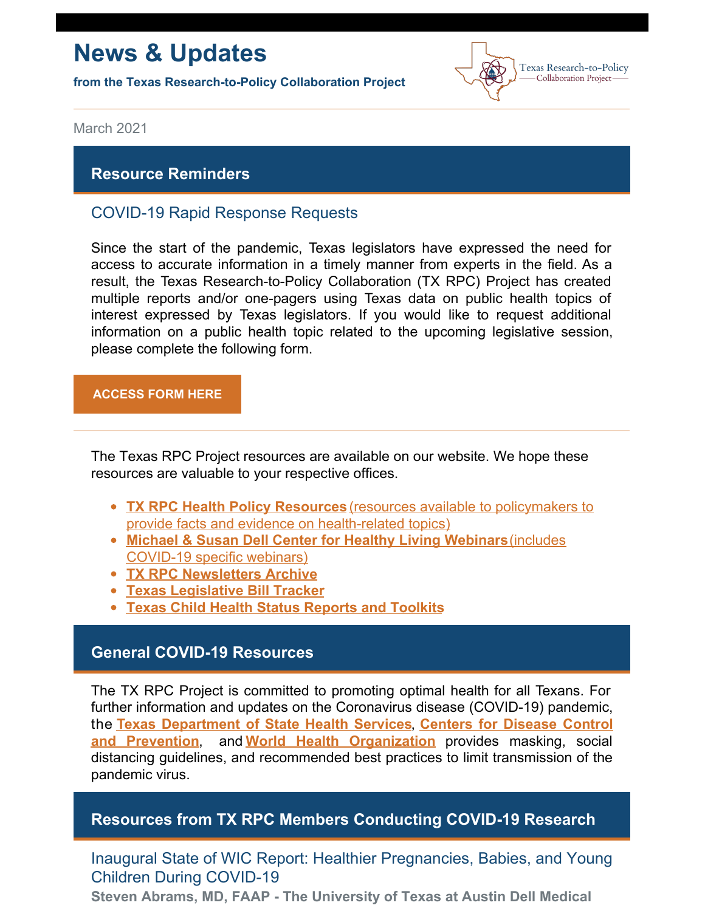# News & Updates

**from the Texas Research-to-Policy Collaboration Project**

March 2021

## Resource Reminders

### COVID-19 Rapid Response Requests

Since the start of the pandemic, Texas legislators have expressed the need for access to accurate information in a timely manner from experts in the field. As a result, the Texas Research-to-Policy Collaboration (TX RPC) Project has created multiple reports and/or one-pagers using Texas data on public health topics of interest expressed by Texas legislators. If you would like to request additional information on a public health topic related to the upcoming legislative session, please complete the following form.

**ACCESS FORM HERE**

---

The Texas RPC Project resources are available on our website. We hope these resources are valuable to your respective offices.

- **TX RPC Health Policy Resources** (resources available to policymakers to provide facts and evidence on health-related topics)
- **Michael & Susan Dell Center for Healthy Living Webinars** (includes COVID-19 specific webinars)
- **TX RPC Newsletters Archive**
- **Texas Legislative Bill Tracker**
- **Texas Child Health Status Reports and Toolkits**

## General COVID-19 Resources

The TX RPC Project is committed to promoting optimal health for all Texans. For further information and updates on the Coronavirus disease (COVID-19) pandemic, the **Texas Department of State Health Services**, **Centers for Disease Control and Prevention**, and **World Health Organization** provides masking, social distancing guidelines, and recommended best practices to limit transmission of the pandemic virus.

## Resources from TX RPC Members Conducting COVID-19 Research

### Inaugural State of WIC Report: Healthier Pregnancies, Babies, and Young Children During COVID-19

**Steven Abrams, MD, FAAP - The University of Texas at Austin Dell Medical**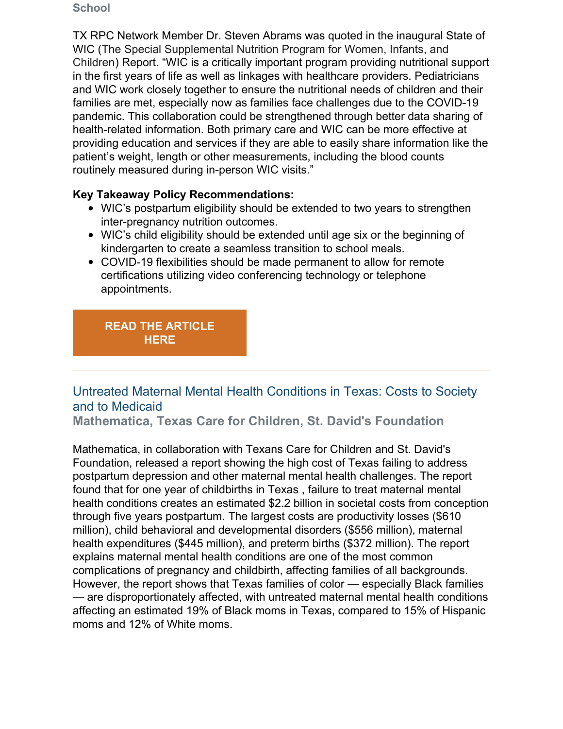**School**

TX RPC Network Member Dr. Steven Abrams was quoted in the inaugural State of WIC (The Special Supplemental Nutrition Program for Women, Infants, and Children) Report. "WIC is a critically important program providing nutritional support in the first years of life as well as linkages with healthcare providers. Pediatricians and WIC work closely together to ensure the nutritional needs of children and their families are met, especially now as families face challenges due to the COVID-19 pandemic. This collaboration could be strengthened through better data sharing of health-related information. Both primary care and WIC can be more effective at providing education and services if they are able to easily share information like the patient's weight, length or other measurements, including the blood counts routinely measured during in-person WIC visits."

**Key Takeaway Policy Recommendations:**

- WIC's postpartum eligibility should be extended to two years to strengthen inter-pregnancy nutrition outcomes.
- WIC's child eligibility should be extended until age six or the beginning of kindergarten to create a seamless transition to school meals.
- COVID-19 flexibilities should be made permanent to allow for remote certifications utilizing video conferencing technology or telephone appointments.

**READ THE ARTICLE HERE**

---

## Untreated Maternal Mental Health Conditions in Texas: Costs to Society and to Medicaid

**Mathematica, Texas Care for Children, St. David's Foundation**

Mathematica, in collaboration with Texans Care for Children and St. David's Foundation, released a report showing the high cost of Texas failing to address postpartum depression and other maternal mental health challenges. The report found that for one year of childbirths in Texas , failure to treat maternal mental health conditions creates an estimated $2.2 billion in societal costs from conception through five years postpartum. The largest costs are productivity losses ($610 million), child behavioral and developmental disorders ($556 million), maternal health expenditures ($445 million), and preterm births ($372 million). The report explains maternal mental health conditions are one of the most common complications of pregnancy and childbirth, affecting families of all backgrounds. However, the report shows that Texas families of color — especially Black families — are disproportionately affected, with untreated maternal mental health conditions affecting an estimated 19% of Black moms in Texas, compared to 15% of Hispanic moms and 12% of White moms.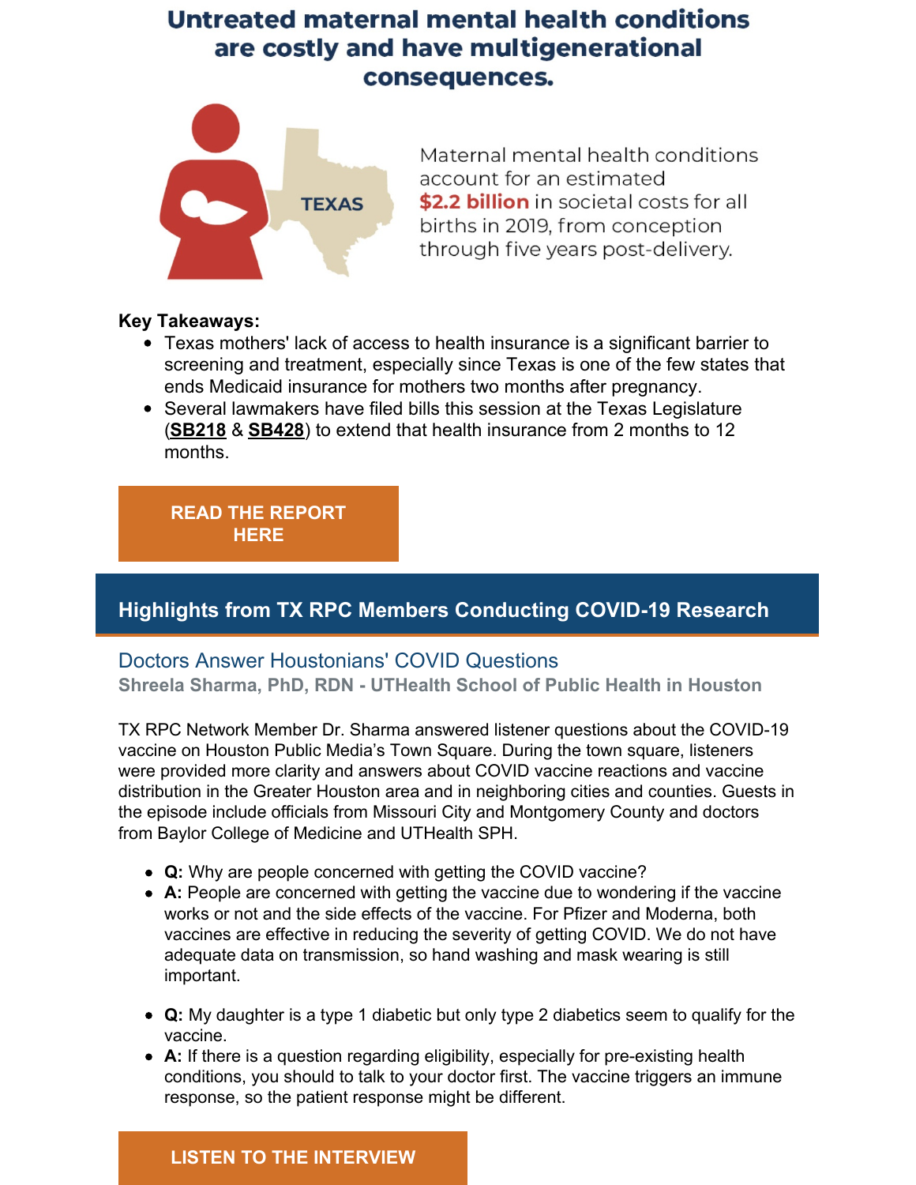# Untreated maternal mental health conditions are costly and have multigenerational consequences.

TEXAS

Maternal mental health conditions account for an estimated **$2.2 billion** in societal costs for all births in 2019, from conception through five years post-delivery.

**Key Takeaways:**

- Texas mothers' lack of access to health insurance is a significant barrier to screening and treatment, especially since Texas is one of the few states that ends Medicaid insurance for mothers two months after pregnancy.
- Several lawmakers have filed bills this session at the Texas Legislature (**SB218** & **SB428**) to extend that health insurance from 2 months to 12 months.

**READ THE REPORT HERE**

## Highlights from TX RPC Members Conducting COVID-19 Research

### Doctors Answer Houstonians' COVID Questions

**Shreela Sharma, PhD, RDN - UTHealth School of Public Health in Houston**

TX RPC Network Member Dr. Sharma answered listener questions about the COVID-19 vaccine on Houston Public Media's Town Square. During the town square, listeners were provided more clarity and answers about COVID vaccine reactions and vaccine distribution in the Greater Houston area and in neighboring cities and counties. Guests in the episode include officials from Missouri City and Montgomery County and doctors from Baylor College of Medicine and UTHealth SPH.

- **Q:** Why are people concerned with getting the COVID vaccine?
- **A:** People are concerned with getting the vaccine due to wondering if the vaccine works or not and the side effects of the vaccine. For Pfizer and Moderna, both vaccines are effective in reducing the severity of getting COVID. We do not have adequate data on transmission, so hand washing and mask wearing is still important.

- **Q:** My daughter is a type 1 diabetic but only type 2 diabetics seem to qualify for the vaccine.
- **A:** If there is a question regarding eligibility, especially for pre-existing health conditions, you should to talk to your doctor first. The vaccine triggers an immune response, so the patient response might be different.

**LISTEN TO THE INTERVIEW**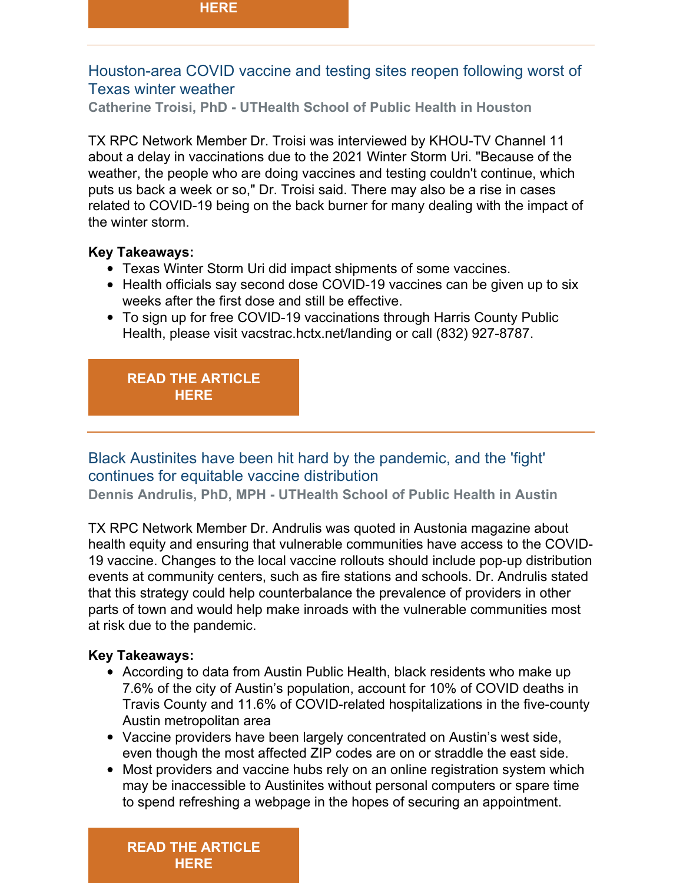HERE

---

## Houston-area COVID vaccine and testing sites reopen following worst of Texas winter weather

**Catherine Troisi, PhD - UTHealth School of Public Health in Houston**

TX RPC Network Member Dr. Troisi was interviewed by KHOU-TV Channel 11 about a delay in vaccinations due to the 2021 Winter Storm Uri. "Because of the weather, the people who are doing vaccines and testing couldn't continue, which puts us back a week or so," Dr. Troisi said. There may also be a rise in cases related to COVID-19 being on the back burner for many dealing with the impact of the winter storm.

**Key Takeaways:**

- Texas Winter Storm Uri did impact shipments of some vaccines.
- Health officials say second dose COVID-19 vaccines can be given up to six weeks after the first dose and still be effective.
- To sign up for free COVID-19 vaccinations through Harris County Public Health, please visit vacstrac.hctx.net/landing or call (832) 927-8787.

**READ THE ARTICLE HERE**

---

## Black Austinites have been hit hard by the pandemic, and the 'fight' continues for equitable vaccine distribution

**Dennis Andrulis, PhD, MPH - UTHealth School of Public Health in Austin**

TX RPC Network Member Dr. Andrulis was quoted in Austonia magazine about health equity and ensuring that vulnerable communities have access to the COVID-19 vaccine. Changes to the local vaccine rollouts should include pop-up distribution events at community centers, such as fire stations and schools. Dr. Andrulis stated that this strategy could help counterbalance the prevalence of providers in other parts of town and would help make inroads with the vulnerable communities most at risk due to the pandemic.

**Key Takeaways:**

- According to data from Austin Public Health, black residents who make up 7.6% of the city of Austin's population, account for 10% of COVID deaths in Travis County and 11.6% of COVID-related hospitalizations in the five-county Austin metropolitan area
- Vaccine providers have been largely concentrated on Austin's west side, even though the most affected ZIP codes are on or straddle the east side.
- Most providers and vaccine hubs rely on an online registration system which may be inaccessible to Austinites without personal computers or spare time to spend refreshing a webpage in the hopes of securing an appointment.

**READ THE ARTICLE HERE**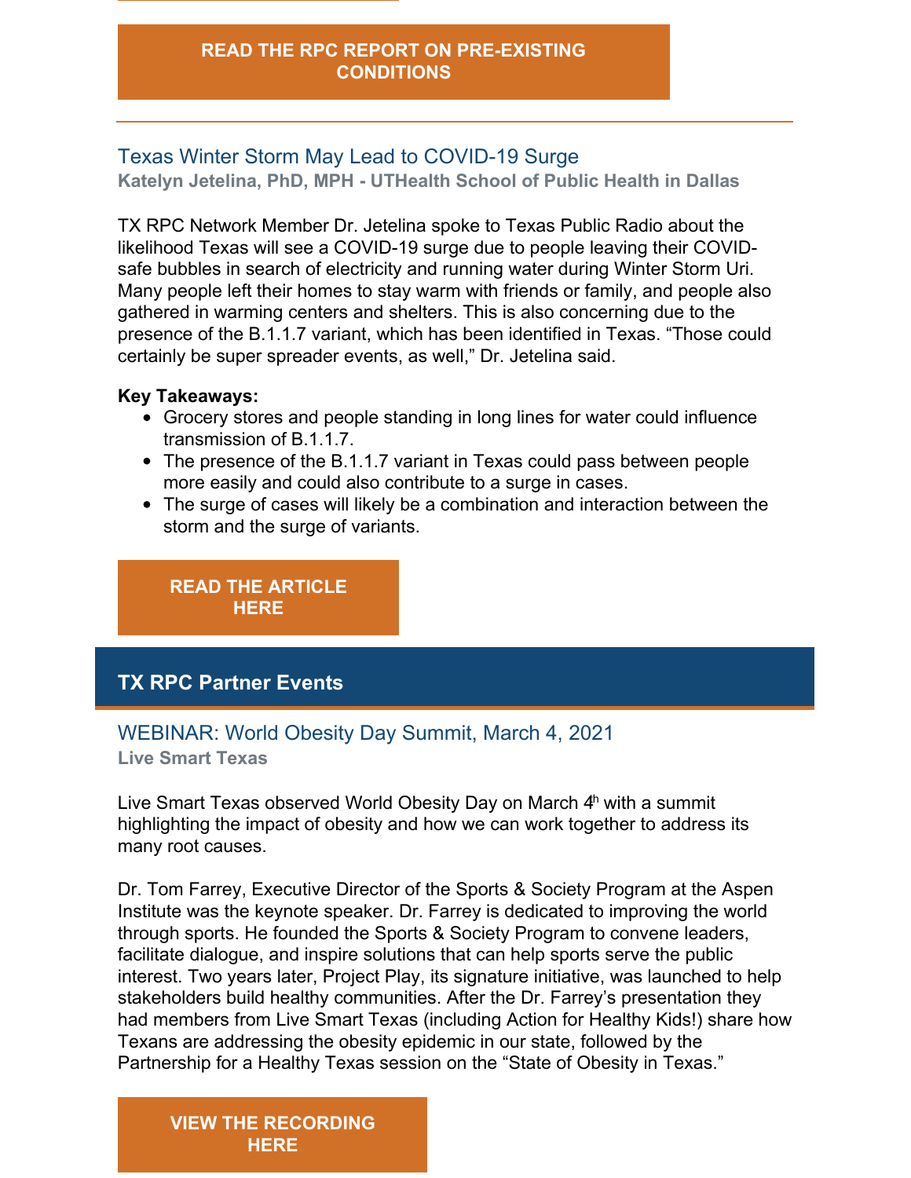**READ THE RPC REPORT ON PRE-EXISTING CONDITIONS**

---

### Texas Winter Storm May Lead to COVID-19 Surge

**Katelyn Jetelina, PhD, MPH - UTHealth School of Public Health in Dallas**

TX RPC Network Member Dr. Jetelina spoke to Texas Public Radio about the likelihood Texas will see a COVID-19 surge due to people leaving their COVID-safe bubbles in search of electricity and running water during Winter Storm Uri. Many people left their homes to stay warm with friends or family, and people also gathered in warming centers and shelters. This is also concerning due to the presence of the B.1.1.7 variant, which has been identified in Texas. "Those could certainly be super spreader events, as well," Dr. Jetelina said.

**Key Takeaways:**

- Grocery stores and people standing in long lines for water could influence transmission of B.1.1.7.
- The presence of the B.1.1.7 variant in Texas could pass between people more easily and could also contribute to a surge in cases.
- The surge of cases will likely be a combination and interaction between the storm and the surge of variants.

**READ THE ARTICLE HERE**

## TX RPC Partner Events

### WEBINAR: World Obesity Day Summit, March 4, 2021

**Live Smart Texas**

Live Smart Texas observed World Obesity Day on March 4th with a summit highlighting the impact of obesity and how we can work together to address its many root causes.

Dr. Tom Farrey, Executive Director of the Sports & Society Program at the Aspen Institute was the keynote speaker. Dr. Farrey is dedicated to improving the world through sports. He founded the Sports & Society Program to convene leaders, facilitate dialogue, and inspire solutions that can help sports serve the public interest. Two years later, Project Play, its signature initiative, was launched to help stakeholders build healthy communities. After the Dr. Farrey's presentation they had members from Live Smart Texas (including Action for Healthy Kids!) share how Texans are addressing the obesity epidemic in our state, followed by the Partnership for a Healthy Texas session on the "State of Obesity in Texas."

**VIEW THE RECORDING HERE**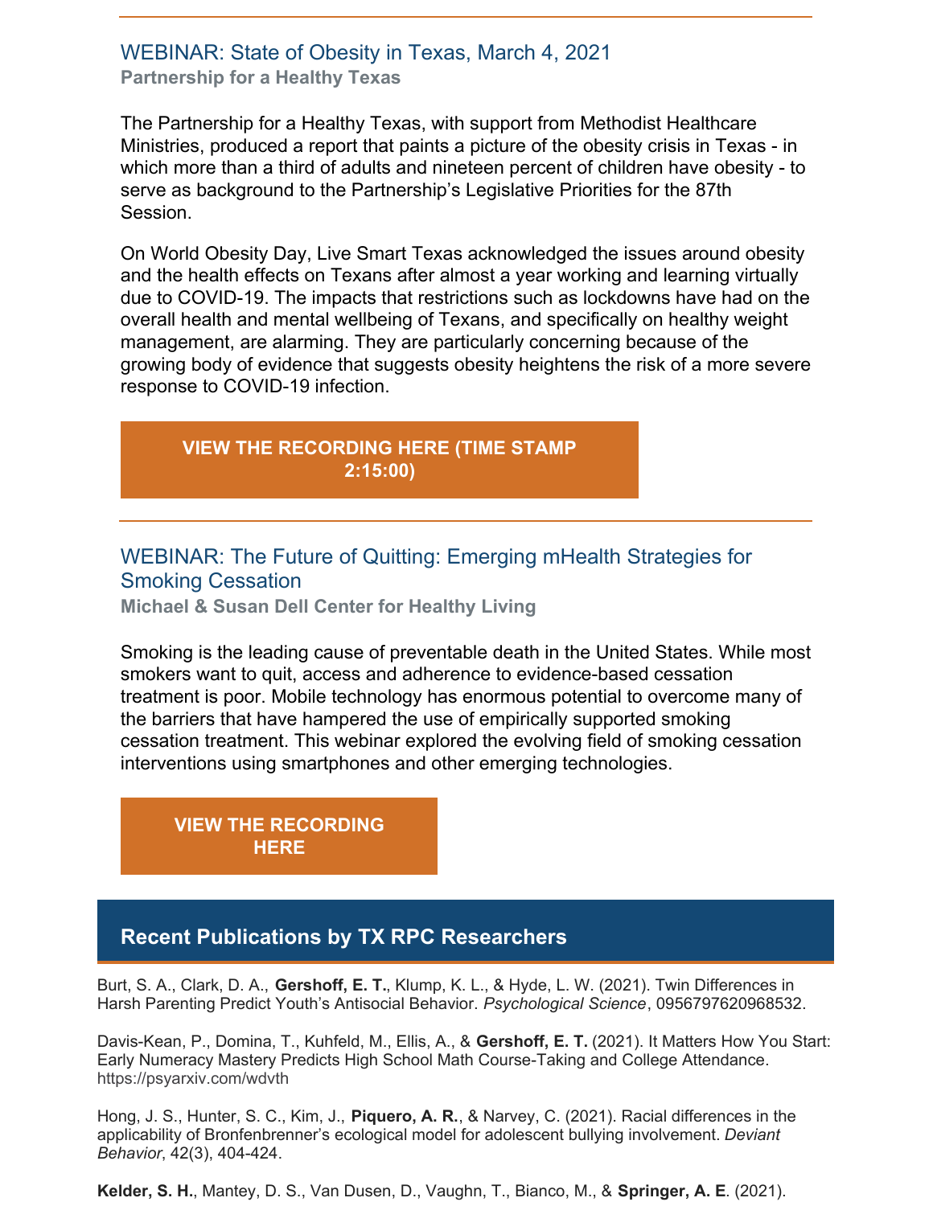## WEBINAR: State of Obesity in Texas, March 4, 2021

**Partnership for a Healthy Texas**

The Partnership for a Healthy Texas, with support from Methodist Healthcare Ministries, produced a report that paints a picture of the obesity crisis in Texas - in which more than a third of adults and nineteen percent of children have obesity - to serve as background to the Partnership's Legislative Priorities for the 87th Session.

On World Obesity Day, Live Smart Texas acknowledged the issues around obesity and the health effects on Texans after almost a year working and learning virtually due to COVID-19. The impacts that restrictions such as lockdowns have had on the overall health and mental wellbeing of Texans, and specifically on healthy weight management, are alarming. They are particularly concerning because of the growing body of evidence that suggests obesity heightens the risk of a more severe response to COVID-19 infection.

**VIEW THE RECORDING HERE (TIME STAMP 2:15:00)**

## WEBINAR: The Future of Quitting: Emerging mHealth Strategies for Smoking Cessation

**Michael & Susan Dell Center for Healthy Living**

Smoking is the leading cause of preventable death in the United States. While most smokers want to quit, access and adherence to evidence-based cessation treatment is poor. Mobile technology has enormous potential to overcome many of the barriers that have hampered the use of empirically supported smoking cessation treatment. This webinar explored the evolving field of smoking cessation interventions using smartphones and other emerging technologies.

**VIEW THE RECORDING HERE**

## Recent Publications by TX RPC Researchers

Burt, S. A., Clark, D. A., **Gershoff, E. T.**, Klump, K. L., & Hyde, L. W. (2021). Twin Differences in Harsh Parenting Predict Youth's Antisocial Behavior. *Psychological Science*, 0956797620968532.

Davis-Kean, P., Domina, T., Kuhfeld, M., Ellis, A., & **Gershoff, E. T.** (2021). It Matters How You Start: Early Numeracy Mastery Predicts High School Math Course-Taking and College Attendance. https://psyarxiv.com/wdvth

Hong, J. S., Hunter, S. C., Kim, J., **Piquero, A. R.**, & Narvey, C. (2021). Racial differences in the applicability of Bronfenbrenner's ecological model for adolescent bullying involvement. *Deviant Behavior*, 42(3), 404-424.

**Kelder, S. H.**, Mantey, D. S., Van Dusen, D., Vaughn, T., Bianco, M., & **Springer, A. E**. (2021).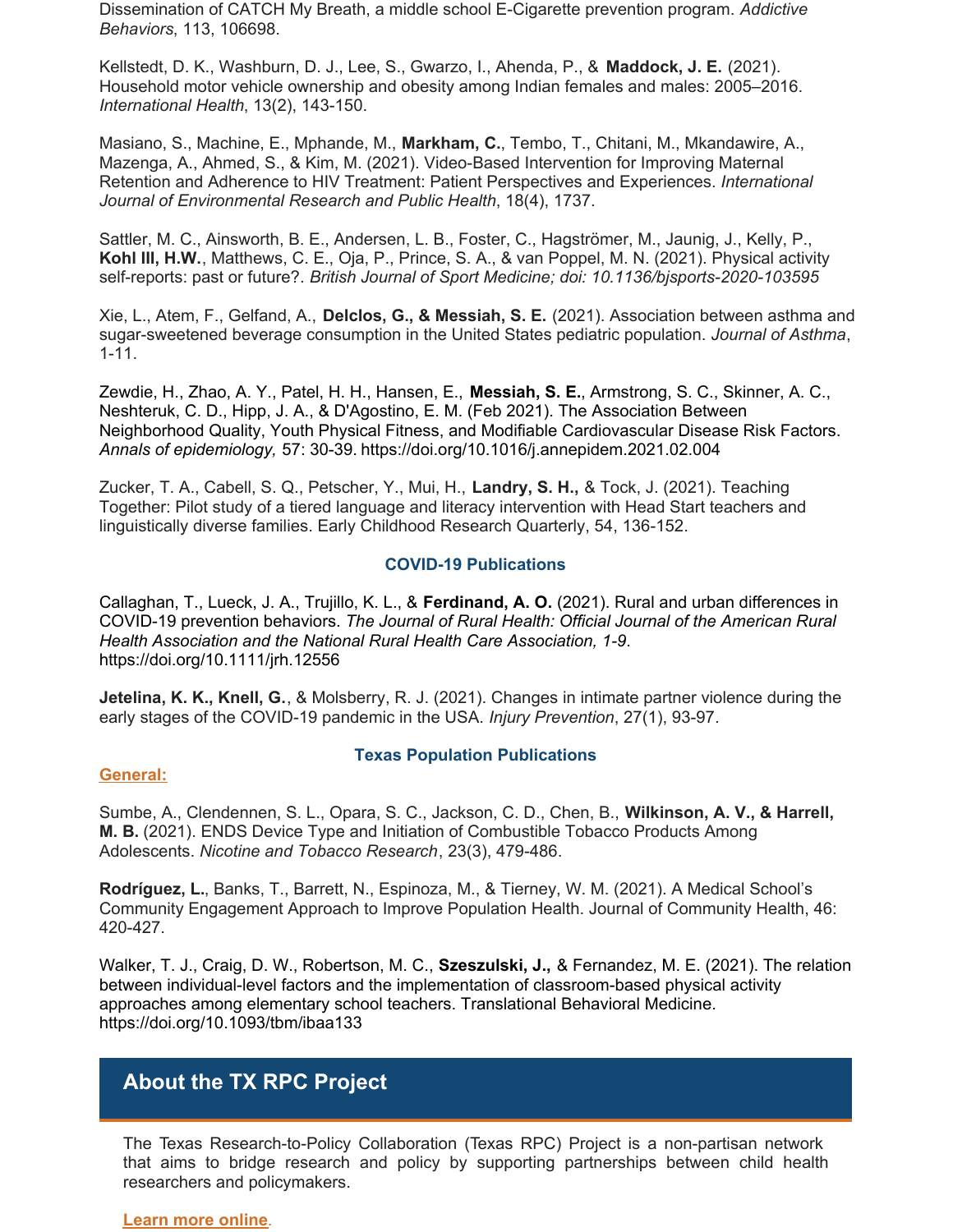Dissemination of CATCH My Breath, a middle school E-Cigarette prevention program. *Addictive Behaviors*, 113, 106698.

Kellstedt, D. K., Washburn, D. J., Lee, S., Gwarzo, I., Ahenda, P., & **Maddock, J. E.** (2021). Household motor vehicle ownership and obesity among Indian females and males: 2005–2016. *International Health*, 13(2), 143-150.

Masiano, S., Machine, E., Mphande, M., **Markham, C.**, Tembo, T., Chitani, M., Mkandawire, A., Mazenga, A., Ahmed, S., & Kim, M. (2021). Video-Based Intervention for Improving Maternal Retention and Adherence to HIV Treatment: Patient Perspectives and Experiences. *International Journal of Environmental Research and Public Health*, 18(4), 1737.

Sattler, M. C., Ainsworth, B. E., Andersen, L. B., Foster, C., Hagströmer, M., Jaunig, J., Kelly, P., **Kohl III, H.W.**, Matthews, C. E., Oja, P., Prince, S. A., & van Poppel, M. N. (2021). Physical activity self-reports: past or future?. *British Journal of Sport Medicine; doi: 10.1136/bjsports-2020-103595*

Xie, L., Atem, F., Gelfand, A., **Delclos, G., & Messiah, S. E.** (2021). Association between asthma and sugar-sweetened beverage consumption in the United States pediatric population. *Journal of Asthma*, 1-11.

Zewdie, H., Zhao, A. Y., Patel, H. H., Hansen, E., **Messiah, S. E.**, Armstrong, S. C., Skinner, A. C., Neshteruk, C. D., Hipp, J. A., & D'Agostino, E. M. (Feb 2021). The Association Between Neighborhood Quality, Youth Physical Fitness, and Modifiable Cardiovascular Disease Risk Factors. *Annals of epidemiology,* 57: 30-39. https://doi.org/10.1016/j.annepidem.2021.02.004

Zucker, T. A., Cabell, S. Q., Petscher, Y., Mui, H., **Landry, S. H.,** & Tock, J. (2021). Teaching Together: Pilot study of a tiered language and literacy intervention with Head Start teachers and linguistically diverse families. Early Childhood Research Quarterly, 54, 136-152.

### COVID-19 Publications

Callaghan, T., Lueck, J. A., Trujillo, K. L., & **Ferdinand, A. O.** (2021). Rural and urban differences in COVID-19 prevention behaviors. *The Journal of Rural Health: Official Journal of the American Rural Health Association and the National Rural Health Care Association, 1-9*. https://doi.org/10.1111/jrh.12556

**Jetelina, K. K., Knell, G.**, & Molsberry, R. J. (2021). Changes in intimate partner violence during the early stages of the COVID-19 pandemic in the USA. *Injury Prevention*, 27(1), 93-97.

### Texas Population Publications

**General:**

Sumbe, A., Clendennen, S. L., Opara, S. C., Jackson, C. D., Chen, B., **Wilkinson, A. V., & Harrell, M. B.** (2021). ENDS Device Type and Initiation of Combustible Tobacco Products Among Adolescents. *Nicotine and Tobacco Research*, 23(3), 479-486.

**Rodríguez, L.**, Banks, T., Barrett, N., Espinoza, M., & Tierney, W. M. (2021). A Medical School's Community Engagement Approach to Improve Population Health. Journal of Community Health, 46: 420-427.

Walker, T. J., Craig, D. W., Robertson, M. C., **Szeszulski, J.,** & Fernandez, M. E. (2021). The relation between individual-level factors and the implementation of classroom-based physical activity approaches among elementary school teachers. Translational Behavioral Medicine. https://doi.org/10.1093/tbm/ibaa133

## About the TX RPC Project

The Texas Research-to-Policy Collaboration (Texas RPC) Project is a non-partisan network that aims to bridge research and policy by supporting partnerships between child health researchers and policymakers.

**Learn more online**.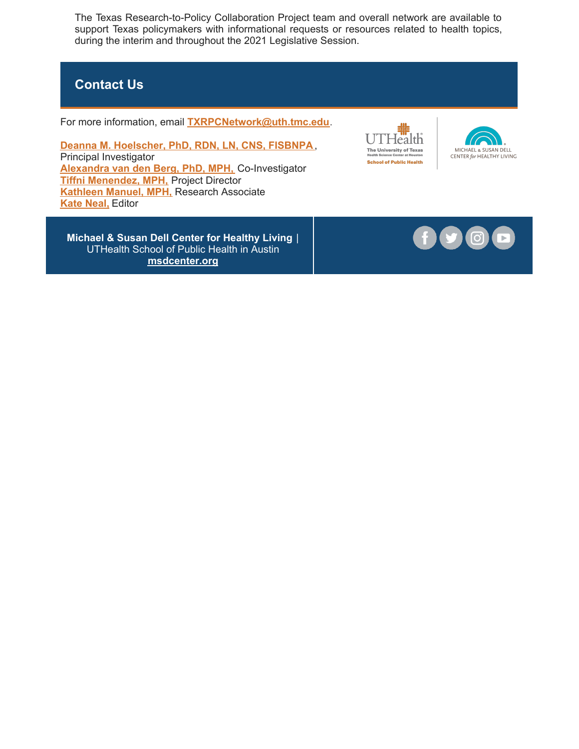The Texas Research-to-Policy Collaboration Project team and overall network are available to support Texas policymakers with informational requests or resources related to health topics, during the interim and throughout the 2021 Legislative Session.

## Contact Us

For more information, email **TXRPCNetwork@uth.tmc.edu**.

**Deanna M. Hoelscher, PhD, RDN, LN, CNS, FISBNPA**, Principal Investigator
**Alexandra van den Berg, PhD, MPH,** Co-Investigator
**Tiffni Menendez, MPH,** Project Director
**Kathleen Manuel, MPH,** Research Associate
**Kate Neal,** Editor

UTHealth
The University of Texas Health Science Center at Houston
School of Public Health

MICHAEL & SUSAN DELL CENTER *for* HEALTHY LIVING

**Michael & Susan Dell Center for Healthy Living** | UTHealth School of Public Health in Austin
**msdcenter.org**